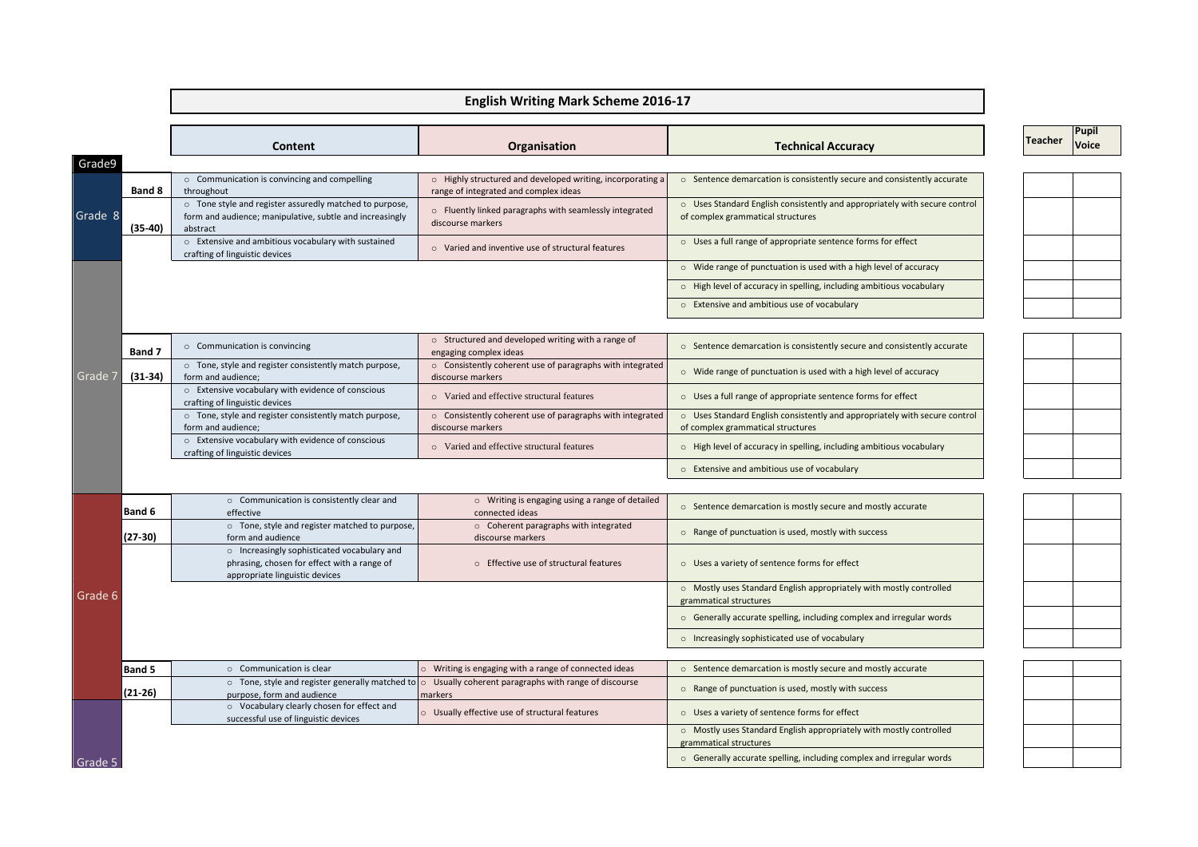# English Writing Mark Scheme 2016-17

| Grade | Band | Content | Organisation | Technical Accuracy | Teacher | Pupil Voice |
|---|---|---|---|---|---|---|
| Grade9 | | | | | | |
| Grade 8 | Band 8 (35-40) | Communication is convincing and compelling throughout | Highly structured and developed writing, incorporating a range of integrated and complex ideas | Sentence demarcation is consistently secure and consistently accurate | | |
| | | Tone style and register assuredly matched to purpose, form and audience; manipulative, subtle and increasingly abstract | Fluently linked paragraphs with seamlessly integrated discourse markers | Uses Standard English consistently and appropriately with secure control of complex grammatical structures | | |
| | | Extensive and ambitious vocabulary with sustained crafting of linguistic devices | Varied and inventive use of structural features | Uses a full range of appropriate sentence forms for effect | | |
| | | | | Wide range of punctuation is used with a high level of accuracy | | |
| | | | | High level of accuracy in spelling, including ambitious vocabulary | | |
| | | | | Extensive and ambitious use of vocabulary | | |
| Grade 7 | Band 7 (31-34) | Communication is convincing | Structured and developed writing with a range of engaging complex ideas | Sentence demarcation is consistently secure and consistently accurate | | |
| | | Tone, style and register consistently match purpose, form and audience; | Consistently coherent use of paragraphs with integrated discourse markers | Wide range of punctuation is used with a high level of accuracy | | |
| | | Extensive vocabulary with evidence of conscious crafting of linguistic devices | Varied and effective structural features | Uses a full range of appropriate sentence forms for effect | | |
| | | Tone, style and register consistently match purpose, form and audience; | Consistently coherent use of paragraphs with integrated discourse markers | Uses Standard English consistently and appropriately with secure control of complex grammatical structures | | |
| | | Extensive vocabulary with evidence of conscious crafting of linguistic devices | Varied and effective structural features | High level of accuracy in spelling, including ambitious vocabulary | | |
| | | | | Extensive and ambitious use of vocabulary | | |
| Grade 6 | Band 6 (27-30) | Communication is consistently clear and effective | Writing is engaging using a range of detailed connected ideas | Sentence demarcation is mostly secure and mostly accurate | | |
| | | Tone, style and register matched to purpose, form and audience | Coherent paragraphs with integrated discourse markers | Range of punctuation is used, mostly with success | | |
| | | Increasingly sophisticated vocabulary and phrasing, chosen for effect with a range of appropriate linguistic devices | Effective use of structural features | Uses a variety of sentence forms for effect | | |
| | | | | Mostly uses Standard English appropriately with mostly controlled grammatical structures | | |
| | | | | Generally accurate spelling, including complex and irregular words | | |
| | | | | Increasingly sophisticated use of vocabulary | | |
| | Band 5 (21-26) | Communication is clear | Writing is engaging with a range of connected ideas | Sentence demarcation is mostly secure and mostly accurate | | |
| | | Tone, style and register generally matched to purpose, form and audience | Usually coherent paragraphs with range of discourse markers | Range of punctuation is used, mostly with success | | |
| Grade 5 | | Vocabulary clearly chosen for effect and successful use of linguistic devices | Usually effective use of structural features | Uses a variety of sentence forms for effect | | |
| | | | | Mostly uses Standard English appropriately with mostly controlled grammatical structures | | |
| | | | | Generally accurate spelling, including complex and irregular words | | |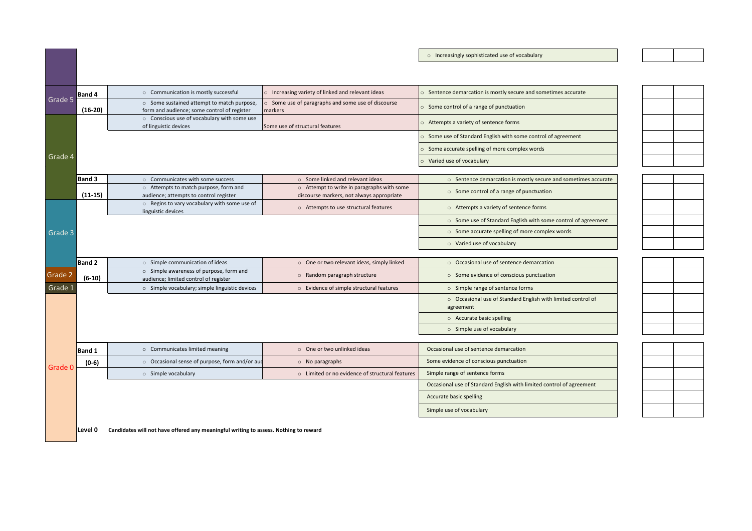| | | | | | | |
|---|---|---|---|---|---|---|
| | | | | ○ Increasingly sophisticated use of vocabulary | | |
| Grade 5 | **Band 4** | ○ Communication is mostly successful | ○ Increasing variety of linked and relevant ideas | ○ Sentence demarcation is mostly secure and sometimes accurate | | |
| | **(16-20)** | ○ Some sustained attempt to match purpose, form and audience; some control of register | ○ Some use of paragraphs and some use of discourse markers | ○ Some control of a range of punctuation | | |
| Grade 4 | | ○ Conscious use of vocabulary with some use of linguistic devices | Some use of structural features | ○ Attempts a variety of sentence forms | | |
| | | | | ○ Some use of Standard English with some control of agreement | | |
| | | | | ○ Some accurate spelling of more complex words | | |
| | | | | ○ Varied use of vocabulary | | |
| | **Band 3** | ○ Communicates with some success | ○ Some linked and relevant ideas | ○ Sentence demarcation is mostly secure and sometimes accurate | | |
| | **(11-15)** | ○ Attempts to match purpose, form and audience; attempts to control register | ○ Attempt to write in paragraphs with some discourse markers, not always appropriate | ○ Some control of a range of punctuation | | |
| Grade 3 | | ○ Begins to vary vocabulary with some use of linguistic devices | ○ Attempts to use structural features | ○ Attempts a variety of sentence forms | | |
| | | | | ○ Some use of Standard English with some control of agreement | | |
| | | | | ○ Some accurate spelling of more complex words | | |
| | | | | ○ Varied use of vocabulary | | |
| | **Band 2** | ○ Simple communication of ideas | ○ One or two relevant ideas, simply linked | ○ Occasional use of sentence demarcation | | |
| Grade 2 | **(6-10)** | ○ Simple awareness of purpose, form and audience; limited control of register | ○ Random paragraph structure | ○ Some evidence of conscious punctuation | | |
| Grade 1 | | ○ Simple vocabulary; simple linguistic devices | ○ Evidence of simple structural features | ○ Simple range of sentence forms | | |
| | | | | ○ Occasional use of Standard English with limited control of agreement | | |
| | | | | ○ Accurate basic spelling | | |
| | | | | ○ Simple use of vocabulary | | |
| Grade 0 | **Band 1** | ○ Communicates limited meaning | ○ One or two unlinked ideas | Occasional use of sentence demarcation | | |
| | **(0-6)** | ○ Occasional sense of purpose, form and/or aud | ○ No paragraphs | Some evidence of conscious punctuation | | |
| | | ○ Simple vocabulary | ○ Limited or no evidence of structural features | Simple range of sentence forms | | |
| | | | | Occasional use of Standard English with limited control of agreement | | |
| | | | | Accurate basic spelling | | |
| | | | | Simple use of vocabulary | | |
| | **Level 0** | **Candidates will not have offered any meaningful writing to assess. Nothing to reward** | | | | |